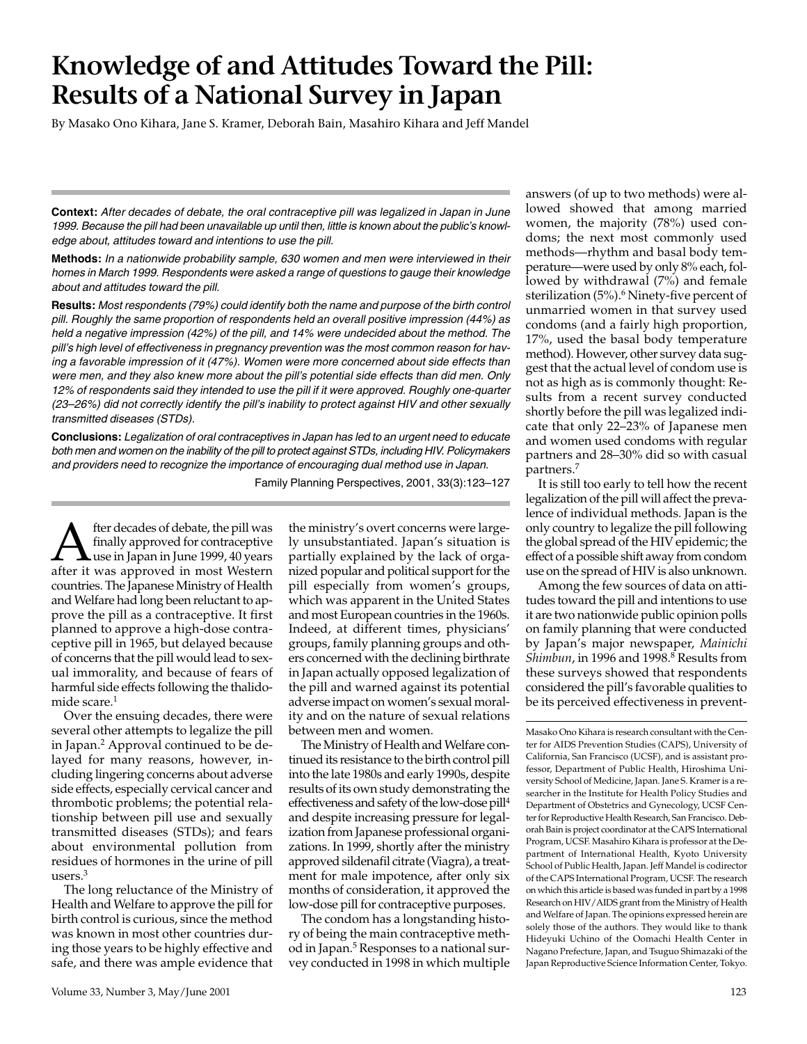# Knowledge of and Attitudes Toward the Pill: Results of a National Survey in Japan

By Masako Ono Kihara, Jane S. Kramer, Deborah Bain, Masahiro Kihara and Jeff Mandel

**Context:** *After decades of debate, the oral contraceptive pill was legalized in Japan in June 1999. Because the pill had been unavailable up until then, little is known about the public's knowledge about, attitudes toward and intentions to use the pill.*

**Methods:** *In a nationwide probability sample, 630 women and men were interviewed in their homes in March 1999. Respondents were asked a range of questions to gauge their knowledge about and attitudes toward the pill.*

**Results:** *Most respondents (79%) could identify both the name and purpose of the birth control pill. Roughly the same proportion of respondents held an overall positive impression (44%) as held a negative impression (42%) of the pill, and 14% were undecided about the method. The pill's high level of effectiveness in pregnancy prevention was the most common reason for having a favorable impression of it (47%). Women were more concerned about side effects than were men, and they also knew more about the pill's potential side effects than did men. Only 12% of respondents said they intended to use the pill if it were approved. Roughly one-quarter (23–26%) did not correctly identify the pill's inability to protect against HIV and other sexually transmitted diseases (STDs).*

**Conclusions:** *Legalization of oral contraceptives in Japan has led to an urgent need to educate both men and women on the inability of the pill to protect against STDs, including HIV. Policymakers and providers need to recognize the importance of encouraging dual method use in Japan.*

Family Planning Perspectives, 2001, 33(3):123–127

After decades of debate, the pill was finally approved for contraceptive use in Japan in June 1999, 40 years after it was approved in most Western countries. The Japanese Ministry of Health and Welfare had long been reluctant to approve the pill as a contraceptive. It first planned to approve a high-dose contraceptive pill in 1965, but delayed because of concerns that the pill would lead to sexual immorality, and because of fears of harmful side effects following the thalidomide scare.[1]

Over the ensuing decades, there were several other attempts to legalize the pill in Japan.[2] Approval continued to be delayed for many reasons, however, including lingering concerns about adverse side effects, especially cervical cancer and thrombotic problems; the potential relationship between pill use and sexually transmitted diseases (STDs); and fears about environmental pollution from residues of hormones in the urine of pill users.[3]

The long reluctance of the Ministry of Health and Welfare to approve the pill for birth control is curious, since the method was known in most other countries during those years to be highly effective and safe, and there was ample evidence that the ministry's overt concerns were largely unsubstantiated. Japan's situation is partially explained by the lack of organized popular and political support for the pill especially from women's groups, which was apparent in the United States and most European countries in the 1960s. Indeed, at different times, physicians' groups, family planning groups and others concerned with the declining birthrate in Japan actually opposed legalization of the pill and warned against its potential adverse impact on women's sexual morality and on the nature of sexual relations between men and women.

The Ministry of Health and Welfare continued its resistance to the birth control pill into the late 1980s and early 1990s, despite results of its own study demonstrating the effectiveness and safety of the low-dose pill[4] and despite increasing pressure for legalization from Japanese professional organizations. In 1999, shortly after the ministry approved sildenafil citrate (Viagra), a treatment for male impotence, after only six months of consideration, it approved the low-dose pill for contraceptive purposes.

The condom has a longstanding history of being the main contraceptive method in Japan.[5] Responses to a national survey conducted in 1998 in which multiple answers (of up to two methods) were allowed showed that among married women, the majority (78%) used condoms; the next most commonly used methods—rhythm and basal body temperature—were used by only 8% each, followed by withdrawal (7%) and female sterilization (5%).[6] Ninety-five percent of unmarried women in that survey used condoms (and a fairly high proportion, 17%, used the basal body temperature method). However, other survey data suggest that the actual level of condom use is not as high as is commonly thought: Results from a recent survey conducted shortly before the pill was legalized indicate that only 22–23% of Japanese men and women used condoms with regular partners and 28–30% did so with casual partners.[7]

It is still too early to tell how the recent legalization of the pill will affect the prevalence of individual methods. Japan is the only country to legalize the pill following the global spread of the HIV epidemic; the effect of a possible shift away from condom use on the spread of HIV is also unknown.

Among the few sources of data on attitudes toward the pill and intentions to use it are two nationwide public opinion polls on family planning that were conducted by Japan's major newspaper, *Mainichi Shimbun*, in 1996 and 1998.[8] Results from these surveys showed that respondents considered the pill's favorable qualities to be its perceived effectiveness in prevent-

Masako Ono Kihara is research consultant with the Center for AIDS Prevention Studies (CAPS), University of California, San Francisco (UCSF), and is assistant professor, Department of Public Health, Hiroshima University School of Medicine, Japan. Jane S. Kramer is a researcher in the Institute for Health Policy Studies and Department of Obstetrics and Gynecology, UCSF Center for Reproductive Health Research, San Francisco. Deborah Bain is project coordinator at the CAPS International Program, UCSF. Masahiro Kihara is professor at the Department of International Health, Kyoto University School of Public Health, Japan. Jeff Mandel is codirector of the CAPS International Program, UCSF. The research on which this article is based was funded in part by a 1998 Research on HIV/AIDS grant from the Ministry of Health and Welfare of Japan. The opinions expressed herein are solely those of the authors. They would like to thank Hideyuki Uchino of the Oomachi Health Center in Nagano Prefecture, Japan, and Tsuguo Shimazaki of the Japan Reproductive Science Information Center, Tokyo.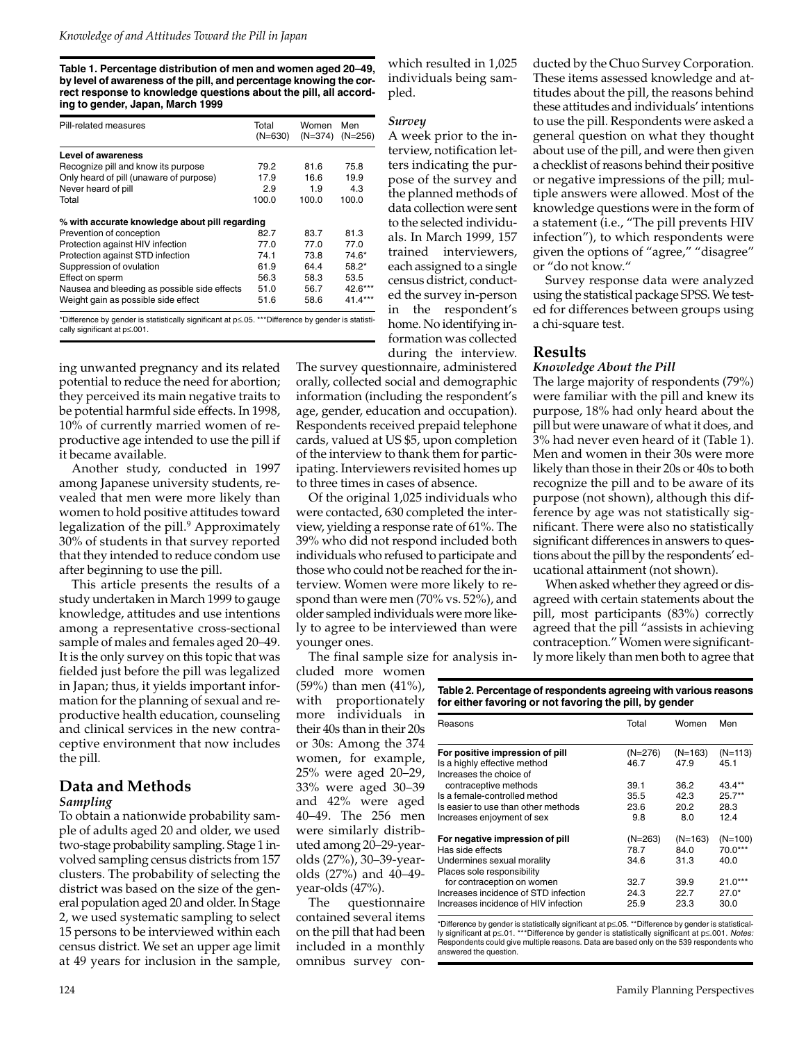**Table 1. Percentage distribution of men and women aged 20–49, by level of awareness of the pill, and percentage knowing the correct response to knowledge questions about the pill, all according to gender, Japan, March 1999**

| Pill-related measures | Total (N=630) | Women (N=374) | Men (N=256) |
|---|---|---|---|
| **Level of awareness** | | | |
| Recognize pill and know its purpose | 79.2 | 81.6 | 75.8 |
| Only heard of pill (unaware of purpose) | 17.9 | 16.6 | 19.9 |
| Never heard of pill | 2.9 | 1.9 | 4.3 |
| Total | 100.0 | 100.0 | 100.0 |
| **% with accurate knowledge about pill regarding** | | | |
| Prevention of conception | 82.7 | 83.7 | 81.3 |
| Protection against HIV infection | 77.0 | 77.0 | 77.0 |
| Protection against STD infection | 74.1 | 73.8 | 74.6* |
| Suppression of ovulation | 61.9 | 64.4 | 58.2* |
| Effect on sperm | 56.3 | 58.3 | 53.5 |
| Nausea and bleeding as possible side effects | 51.0 | 56.7 | 42.6*** |
| Weight gain as possible side effect | 51.6 | 58.6 | 41.4*** |

*Difference by gender is statistically significant at p≤.05. ***Difference by gender is statistically significant at p≤.001.

ing unwanted pregnancy and its related potential to reduce the need for abortion; they perceived its main negative traits to be potential harmful side effects. In 1998, 10% of currently married women of reproductive age intended to use the pill if it became available.

Another study, conducted in 1997 among Japanese university students, revealed that men were more likely than women to hold positive attitudes toward legalization of the pill.[9] Approximately 30% of students in that survey reported that they intended to reduce condom use after beginning to use the pill.

This article presents the results of a study undertaken in March 1999 to gauge knowledge, attitudes and use intentions among a representative cross-sectional sample of males and females aged 20–49. It is the only survey on this topic that was fielded just before the pill was legalized in Japan; thus, it yields important information for the planning of sexual and reproductive health education, counseling and clinical services in the new contraceptive environment that now includes the pill.

## Data and Methods

### *Sampling*

To obtain a nationwide probability sample of adults aged 20 and older, we used two-stage probability sampling. Stage 1 involved sampling census districts from 157 clusters. The probability of selecting the district was based on the size of the general population aged 20 and older. In Stage 2, we used systematic sampling to select 15 persons to be interviewed within each census district. We set an upper age limit at 49 years for inclusion in the sample, which resulted in 1,025 individuals being sampled.

### *Survey*

A week prior to the interview, notification letters indicating the purpose of the survey and the planned methods of data collection were sent to the selected individuals. In March 1999, 157 trained interviewers, each assigned to a single census district, conducted the survey in-person in the respondent's home. No identifying information was collected during the interview. The survey questionnaire, administered orally, collected social and demographic information (including the respondent's age, gender, education and occupation). Respondents received prepaid telephone cards, valued at US $5, upon completion of the interview to thank them for participating. Interviewers revisited homes up to three times in cases of absence.

Of the original 1,025 individuals who were contacted, 630 completed the interview, yielding a response rate of 61%. The 39% who did not respond included both individuals who refused to participate and those who could not be reached for the interview. Women were more likely to respond than were men (70% vs. 52%), and older sampled individuals were more likely to agree to be interviewed than were younger ones.

The final sample size for analysis included more women (59%) than men (41%), with proportionately more individuals in their 40s than in their 20s or 30s: Among the 374 women, for example, 25% were aged 20–29, 33% were aged 30–39 and 42% were aged 40–49. The 256 men were similarly distributed among 20–29-year-olds (27%), 30–39-year-olds (27%) and 40–49-year-olds (47%).

The questionnaire contained several items on the pill that had been included in a monthly omnibus survey conducted by the Chuo Survey Corporation. These items assessed knowledge and attitudes about the pill, the reasons behind these attitudes and individuals' intentions to use the pill. Respondents were asked a general question on what they thought about use of the pill, and were then given a checklist of reasons behind their positive or negative impressions of the pill; multiple answers were allowed. Most of the knowledge questions were in the form of a statement (i.e., "The pill prevents HIV infection"), to which respondents were given the options of "agree," "disagree" or "do not know."

Survey response data were analyzed using the statistical package SPSS. We tested for differences between groups using a chi-square test.

## Results

### *Knowledge About the Pill*

The large majority of respondents (79%) were familiar with the pill and knew its purpose, 18% had only heard about the pill but were unaware of what it does, and 3% had never even heard of it (Table 1). Men and women in their 30s were more likely than those in their 20s or 40s to both recognize the pill and to be aware of its purpose (not shown), although this difference by age was not statistically significant. There were also no statistically significant differences in answers to questions about the pill by the respondents' educational attainment (not shown).

When asked whether they agreed or disagreed with certain statements about the pill, most participants (83%) correctly agreed that the pill "assists in achieving contraception." Women were significantly more likely than men both to agree that

**Table 2. Percentage of respondents agreeing with various reasons for either favoring or not favoring the pill, by gender**

| Reasons | Total | Women | Men |
|---|---|---|---|
| **For positive impression of pill** | (N=276) | (N=163) | (N=113) |
| Is a highly effective method | 46.7 | 47.9 | 45.1 |
| Increases the choice of contraceptive methods | 39.1 | 36.2 | 43.4** |
| Is a female-controlled method | 35.5 | 42.3 | 25.7** |
| Is easier to use than other methods | 23.6 | 20.2 | 28.3 |
| Increases enjoyment of sex | 9.8 | 8.0 | 12.4 |
| **For negative impression of pill** | (N=263) | (N=163) | (N=100) |
| Has side effects | 78.7 | 84.0 | 70.0*** |
| Undermines sexual morality | 34.6 | 31.3 | 40.0 |
| Places sole responsibility for contraception on women | 32.7 | 39.9 | 21.0*** |
| Increases incidence of STD infection | 24.3 | 22.7 | 27.0* |
| Increases incidence of HIV infection | 25.9 | 23.3 | 30.0 |

*Difference by gender is statistically significant at p≤.05. **Difference by gender is statistically significant at p≤.01. ***Difference by gender is statistically significant at p≤.001. *Notes:* Respondents could give multiple reasons. Data are based only on the 539 respondents who answered the question.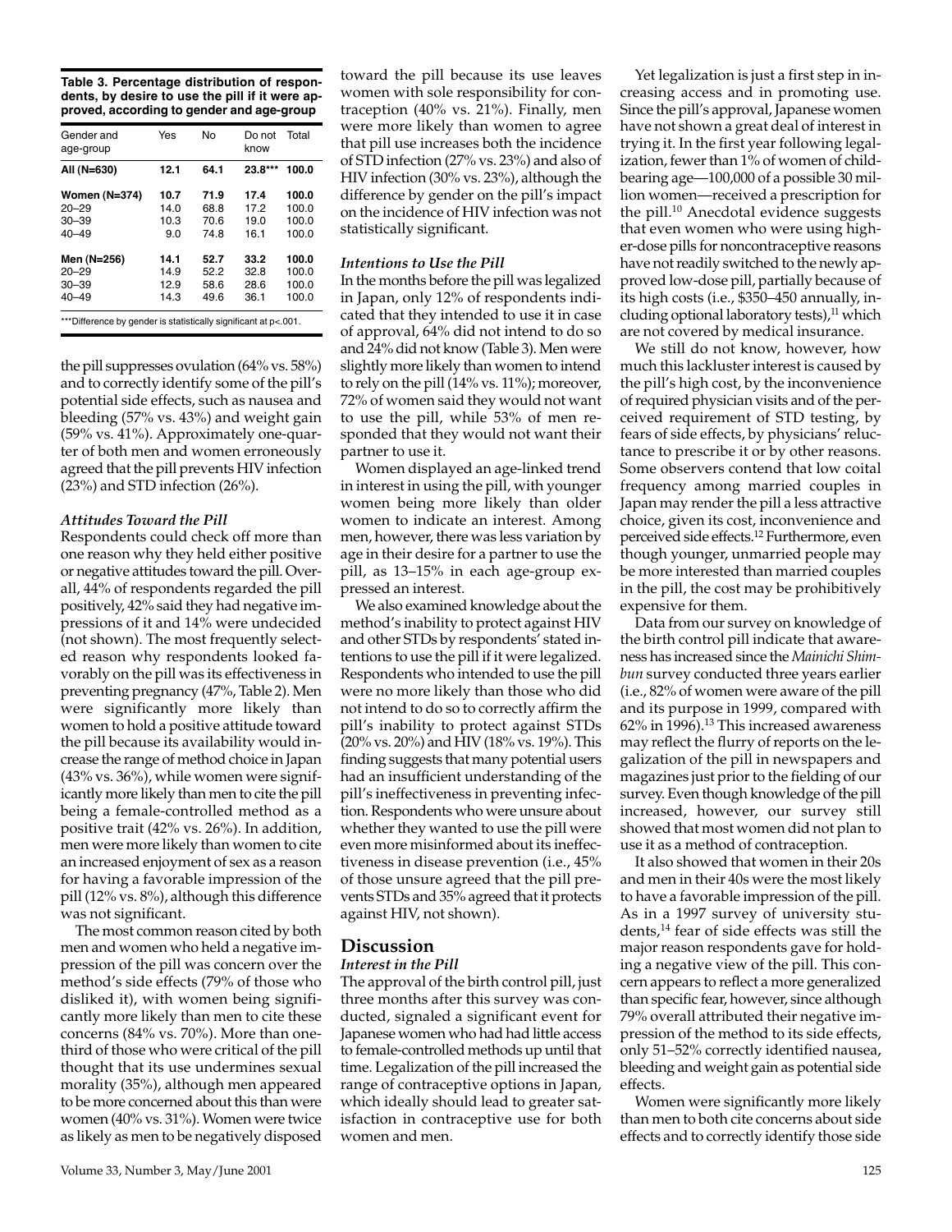**Table 3. Percentage distribution of respondents, by desire to use the pill if it were approved, according to gender and age-group**

| Gender and age-group | Yes | No | Do not know | Total |
|---|---|---|---|---|
| **All (N=630)** | **12.1** | **64.1** | **23.8*** ** | **100.0** |
| **Women (N=374)** | **10.7** | **71.9** | **17.4** | **100.0** |
| 20–29 | 14.0 | 68.8 | 17.2 | 100.0 |
| 30–39 | 10.3 | 70.6 | 19.0 | 100.0 |
| 40–49 | 9.0 | 74.8 | 16.1 | 100.0 |
| **Men (N=256)** | **14.1** | **52.7** | **33.2** | **100.0** |
| 20–29 | 14.9 | 52.2 | 32.8 | 100.0 |
| 30–39 | 12.9 | 58.6 | 28.6 | 100.0 |
| 40–49 | 14.3 | 49.6 | 36.1 | 100.0 |

***Difference by gender is statistically significant at p<.001.

the pill suppresses ovulation (64% vs. 58%) and to correctly identify some of the pill's potential side effects, such as nausea and bleeding (57% vs. 43%) and weight gain (59% vs. 41%). Approximately one-quarter of both men and women erroneously agreed that the pill prevents HIV infection (23%) and STD infection (26%).

### *Attitudes Toward the Pill*

Respondents could check off more than one reason why they held either positive or negative attitudes toward the pill. Overall, 44% of respondents regarded the pill positively, 42% said they had negative impressions of it and 14% were undecided (not shown). The most frequently selected reason why respondents looked favorably on the pill was its effectiveness in preventing pregnancy (47%, Table 2). Men were significantly more likely than women to hold a positive attitude toward the pill because its availability would increase the range of method choice in Japan (43% vs. 36%), while women were significantly more likely than men to cite the pill being a female-controlled method as a positive trait (42% vs. 26%). In addition, men were more likely than women to cite an increased enjoyment of sex as a reason for having a favorable impression of the pill (12% vs. 8%), although this difference was not significant.

The most common reason cited by both men and women who held a negative impression of the pill was concern over the method's side effects (79% of those who disliked it), with women being significantly more likely than men to cite these concerns (84% vs. 70%). More than one-third of those who were critical of the pill thought that its use undermines sexual morality (35%), although men appeared to be more concerned about this than were women (40% vs. 31%). Women were twice as likely as men to be negatively disposed toward the pill because its use leaves women with sole responsibility for contraception (40% vs. 21%). Finally, men were more likely than women to agree that pill use increases both the incidence of STD infection (27% vs. 23%) and also of HIV infection (30% vs. 23%), although the difference by gender on the pill's impact on the incidence of HIV infection was not statistically significant.

### *Intentions to Use the Pill*

In the months before the pill was legalized in Japan, only 12% of respondents indicated that they intended to use it in case of approval, 64% did not intend to do so and 24% did not know (Table 3). Men were slightly more likely than women to intend to rely on the pill (14% vs. 11%); moreover, 72% of women said they would not want to use the pill, while 53% of men responded that they would not want their partner to use it.

Women displayed an age-linked trend in interest in using the pill, with younger women being more likely than older women to indicate an interest. Among men, however, there was less variation by age in their desire for a partner to use the pill, as 13–15% in each age-group expressed an interest.

We also examined knowledge about the method's inability to protect against HIV and other STDs by respondents' stated intentions to use the pill if it were legalized. Respondents who intended to use the pill were no more likely than those who did not intend to do so to correctly affirm the pill's inability to protect against STDs (20% vs. 20%) and HIV (18% vs. 19%). This finding suggests that many potential users had an insufficient understanding of the pill's ineffectiveness in preventing infection. Respondents who were unsure about whether they wanted to use the pill were even more misinformed about its ineffectiveness in disease prevention (i.e., 45% of those unsure agreed that the pill prevents STDs and 35% agreed that it protects against HIV, not shown).

## Discussion

### *Interest in the Pill*

The approval of the birth control pill, just three months after this survey was conducted, signaled a significant event for Japanese women who had had little access to female-controlled methods up until that time. Legalization of the pill increased the range of contraceptive options in Japan, which ideally should lead to greater satisfaction in contraceptive use for both women and men.

Yet legalization is just a first step in increasing access and in promoting use. Since the pill's approval, Japanese women have not shown a great deal of interest in trying it. In the first year following legalization, fewer than 1% of women of childbearing age—100,000 of a possible 30 million women—received a prescription for the pill.[10] Anecdotal evidence suggests that even women who were using higher-dose pills for noncontraceptive reasons have not readily switched to the newly approved low-dose pill, partially because of its high costs (i.e., $350–450 annually, including optional laboratory tests),[11] which are not covered by medical insurance.

We still do not know, however, how much this lackluster interest is caused by the pill's high cost, by the inconvenience of required physician visits and of the perceived requirement of STD testing, by fears of side effects, by physicians' reluctance to prescribe it or by other reasons. Some observers contend that low coital frequency among married couples in Japan may render the pill a less attractive choice, given its cost, inconvenience and perceived side effects.[12] Furthermore, even though younger, unmarried people may be more interested than married couples in the pill, the cost may be prohibitively expensive for them.

Data from our survey on knowledge of the birth control pill indicate that awareness has increased since the *Mainichi Shimbun* survey conducted three years earlier (i.e., 82% of women were aware of the pill and its purpose in 1999, compared with 62% in 1996).[13] This increased awareness may reflect the flurry of reports on the legalization of the pill in newspapers and magazines just prior to the fielding of our survey. Even though knowledge of the pill increased, however, our survey still showed that most women did not plan to use it as a method of contraception.

It also showed that women in their 20s and men in their 40s were the most likely to have a favorable impression of the pill. As in a 1997 survey of university students,[14] fear of side effects was still the major reason respondents gave for holding a negative view of the pill. This concern appears to reflect a more generalized than specific fear, however, since although 79% overall attributed their negative impression of the method to its side effects, only 51–52% correctly identified nausea, bleeding and weight gain as potential side effects.

Women were significantly more likely than men to both cite concerns about side effects and to correctly identify those side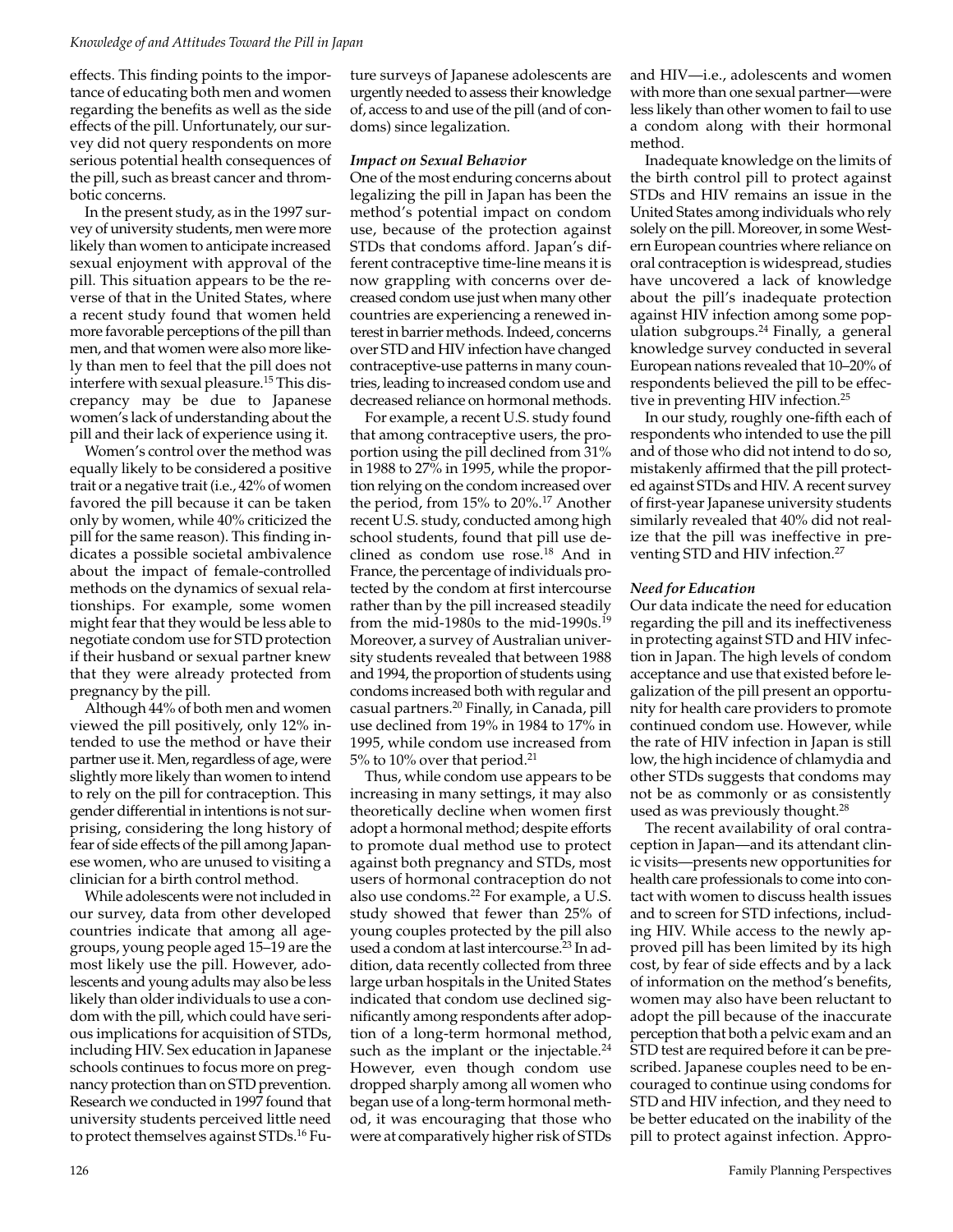effects. This finding points to the importance of educating both men and women regarding the benefits as well as the side effects of the pill. Unfortunately, our survey did not query respondents on more serious potential health consequences of the pill, such as breast cancer and thrombotic concerns.

In the present study, as in the 1997 survey of university students, men were more likely than women to anticipate increased sexual enjoyment with approval of the pill. This situation appears to be the reverse of that in the United States, where a recent study found that women held more favorable perceptions of the pill than men, and that women were also more likely than men to feel that the pill does not interfere with sexual pleasure.[15] This discrepancy may be due to Japanese women's lack of understanding about the pill and their lack of experience using it.

Women's control over the method was equally likely to be considered a positive trait or a negative trait (i.e., 42% of women favored the pill because it can be taken only by women, while 40% criticized the pill for the same reason). This finding indicates a possible societal ambivalence about the impact of female-controlled methods on the dynamics of sexual relationships. For example, some women might fear that they would be less able to negotiate condom use for STD protection if their husband or sexual partner knew that they were already protected from pregnancy by the pill.

Although 44% of both men and women viewed the pill positively, only 12% intended to use the method or have their partner use it. Men, regardless of age, were slightly more likely than women to intend to rely on the pill for contraception. This gender differential in intentions is not surprising, considering the long history of fear of side effects of the pill among Japanese women, who are unused to visiting a clinician for a birth control method.

While adolescents were not included in our survey, data from other developed countries indicate that among all age-groups, young people aged 15–19 are the most likely use the pill. However, adolescents and young adults may also be less likely than older individuals to use a condom with the pill, which could have serious implications for acquisition of STDs, including HIV. Sex education in Japanese schools continues to focus more on pregnancy protection than on STD prevention. Research we conducted in 1997 found that university students perceived little need to protect themselves against STDs.[16] Future surveys of Japanese adolescents are urgently needed to assess their knowledge of, access to and use of the pill (and of condoms) since legalization.

### *Impact on Sexual Behavior*

One of the most enduring concerns about legalizing the pill in Japan has been the method's potential impact on condom use, because of the protection against STDs that condoms afford. Japan's different contraceptive time-line means it is now grappling with concerns over decreased condom use just when many other countries are experiencing a renewed interest in barrier methods. Indeed, concerns over STD and HIV infection have changed contraceptive-use patterns in many countries, leading to increased condom use and decreased reliance on hormonal methods.

For example, a recent U.S. study found that among contraceptive users, the proportion using the pill declined from 31% in 1988 to 27% in 1995, while the proportion relying on the condom increased over the period, from 15% to 20%.[17] Another recent U.S. study, conducted among high school students, found that pill use declined as condom use rose.[18] And in France, the percentage of individuals protected by the condom at first intercourse rather than by the pill increased steadily from the mid-1980s to the mid-1990s.[19] Moreover, a survey of Australian university students revealed that between 1988 and 1994, the proportion of students using condoms increased both with regular and casual partners.[20] Finally, in Canada, pill use declined from 19% in 1984 to 17% in 1995, while condom use increased from 5% to 10% over that period.[21]

Thus, while condom use appears to be increasing in many settings, it may also theoretically decline when women first adopt a hormonal method; despite efforts to promote dual method use to protect against both pregnancy and STDs, most users of hormonal contraception do not also use condoms.[22] For example, a U.S. study showed that fewer than 25% of young couples protected by the pill also used a condom at last intercourse.[23] In addition, data recently collected from three large urban hospitals in the United States indicated that condom use declined significantly among respondents after adoption of a long-term hormonal method, such as the implant or the injectable.[24] However, even though condom use dropped sharply among all women who began use of a long-term hormonal method, it was encouraging that those who were at comparatively higher risk of STDs and HIV—i.e., adolescents and women with more than one sexual partner—were less likely than other women to fail to use a condom along with their hormonal method.

Inadequate knowledge on the limits of the birth control pill to protect against STDs and HIV remains an issue in the United States among individuals who rely solely on the pill. Moreover, in some Western European countries where reliance on oral contraception is widespread, studies have uncovered a lack of knowledge about the pill's inadequate protection against HIV infection among some population subgroups.[24] Finally, a general knowledge survey conducted in several European nations revealed that 10–20% of respondents believed the pill to be effective in preventing HIV infection.[25]

In our study, roughly one-fifth each of respondents who intended to use the pill and of those who did not intend to do so, mistakenly affirmed that the pill protected against STDs and HIV. A recent survey of first-year Japanese university students similarly revealed that 40% did not realize that the pill was ineffective in preventing STD and HIV infection.[27]

### *Need for Education*

Our data indicate the need for education regarding the pill and its ineffectiveness in protecting against STD and HIV infection in Japan. The high levels of condom acceptance and use that existed before legalization of the pill present an opportunity for health care providers to promote continued condom use. However, while the rate of HIV infection in Japan is still low, the high incidence of chlamydia and other STDs suggests that condoms may not be as commonly or as consistently used as was previously thought.[28]

The recent availability of oral contraception in Japan—and its attendant clinic visits—presents new opportunities for health care professionals to come into contact with women to discuss health issues and to screen for STD infections, including HIV. While access to the newly approved pill has been limited by its high cost, by fear of side effects and by a lack of information on the method's benefits, women may also have been reluctant to adopt the pill because of the inaccurate perception that both a pelvic exam and an STD test are required before it can be prescribed. Japanese couples need to be encouraged to continue using condoms for STD and HIV infection, and they need to be better educated on the inability of the pill to protect against infection. Appro-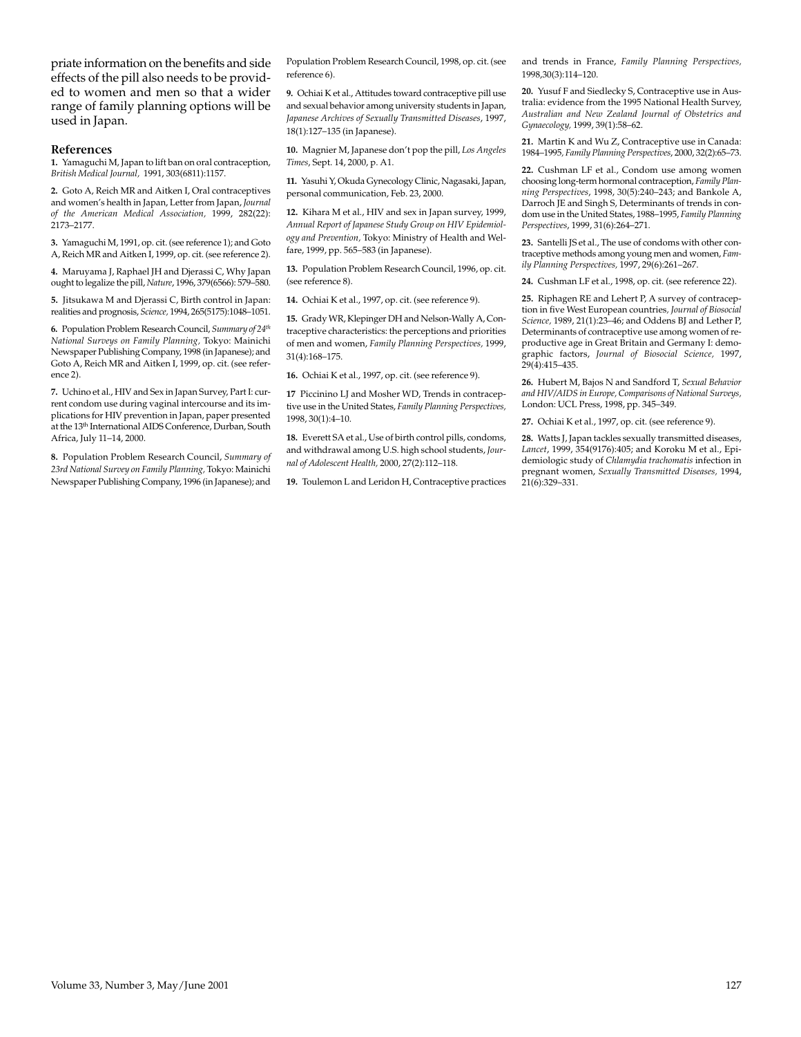priate information on the benefits and side effects of the pill also needs to be provided to women and men so that a wider range of family planning options will be used in Japan.

## References

**1.** Yamaguchi M, Japan to lift ban on oral contraception, *British Medical Journal,* 1991, 303(6811):1157.

**2.** Goto A, Reich MR and Aitken I, Oral contraceptives and women's health in Japan, Letter from Japan, *Journal of the American Medical Association,* 1999, 282(22): 2173–2177.

**3.** Yamaguchi M, 1991, op. cit. (see reference 1); and Goto A, Reich MR and Aitken I, 1999, op. cit. (see reference 2).

**4.** Maruyama J, Raphael JH and Djerassi C, Why Japan ought to legalize the pill, *Nature*, 1996, 379(6566): 579–580.

**5.** Jitsukawa M and Djerassi C, Birth control in Japan: realities and prognosis, *Science,* 1994, 265(5175):1048–1051.

**6.** Population Problem Research Council, *Summary of 24th National Surveys on Family Planning,* Tokyo: Mainichi Newspaper Publishing Company, 1998 (in Japanese); and Goto A, Reich MR and Aitken I, 1999, op. cit. (see reference 2).

**7.** Uchino et al., HIV and Sex in Japan Survey, Part I: current condom use during vaginal intercourse and its implications for HIV prevention in Japan, paper presented at the 13th International AIDS Conference, Durban, South Africa, July 11–14, 2000.

**8.** Population Problem Research Council, *Summary of 23rd National Survey on Family Planning,* Tokyo: Mainichi Newspaper Publishing Company, 1996 (in Japanese); and Population Problem Research Council, 1998, op. cit. (see reference 6).

**9.** Ochiai K et al., Attitudes toward contraceptive pill use and sexual behavior among university students in Japan, *Japanese Archives of Sexually Transmitted Diseases*, 1997, 18(1):127–135 (in Japanese).

**10.** Magnier M, Japanese don't pop the pill, *Los Angeles Times*, Sept. 14, 2000, p. A1.

**11.** Yasuhi Y, Okuda Gynecology Clinic, Nagasaki, Japan, personal communication, Feb. 23, 2000.

**12.** Kihara M et al., HIV and sex in Japan survey, 1999, *Annual Report of Japanese Study Group on HIV Epidemiology and Prevention,* Tokyo: Ministry of Health and Welfare, 1999, pp. 565–583 (in Japanese).

**13.** Population Problem Research Council, 1996, op. cit. (see reference 8).

**14.** Ochiai K et al., 1997, op. cit. (see reference 9).

**15.** Grady WR, Klepinger DH and Nelson-Wally A, Contraceptive characteristics: the perceptions and priorities of men and women, *Family Planning Perspectives,* 1999, 31(4):168–175.

**16.** Ochiai K et al., 1997, op. cit. (see reference 9).

**17** Piccinino LJ and Mosher WD, Trends in contraceptive use in the United States, *Family Planning Perspectives,* 1998, 30(1):4–10.

**18.** Everett SA et al., Use of birth control pills, condoms, and withdrawal among U.S. high school students, *Journal of Adolescent Health,* 2000, 27(2):112–118.

**19.** Toulemon L and Leridon H, Contraceptive practices and trends in France, *Family Planning Perspectives,* 1998,30(3):114–120.

**20.** Yusuf F and Siedlecky S, Contraceptive use in Australia: evidence from the 1995 National Health Survey, *Australian and New Zealand Journal of Obstetrics and Gynaecology,* 1999, 39(1):58–62.

**21.** Martin K and Wu Z, Contraceptive use in Canada: 1984–1995, *Family Planning Perspectives*, 2000, 32(2):65–73.

**22.** Cushman LF et al., Condom use among women choosing long-term hormonal contraception, *Family Planning Perspectives*, 1998, 30(5):240–243; and Bankole A, Darroch JE and Singh S, Determinants of trends in condom use in the United States, 1988–1995, *Family Planning Perspectives*, 1999, 31(6):264–271.

**23.** Santelli JS et al., The use of condoms with other contraceptive methods among young men and women, *Family Planning Perspectives,* 1997, 29(6):261–267.

**24.** Cushman LF et al., 1998, op. cit. (see reference 22).

**25.** Riphagen RE and Lehert P, A survey of contraception in five West European countries, *Journal of Biosocial Science,* 1989, 21(1):23–46; and Oddens BJ and Lether P, Determinants of contraceptive use among women of reproductive age in Great Britain and Germany I: demographic factors, *Journal of Biosocial Science,* 1997, 29(4):415–435.

**26.** Hubert M, Bajos N and Sandford T, *Sexual Behavior and HIV/AIDS in Europe, Comparisons of National Surveys,* London: UCL Press, 1998, pp. 345–349.

**27.** Ochiai K et al., 1997, op. cit. (see reference 9).

**28.** Watts J, Japan tackles sexually transmitted diseases, *Lancet*, 1999, 354(9176):405; and Koroku M et al., Epidemiologic study of *Chlamydia trachomatis* infection in pregnant women, *Sexually Transmitted Diseases,* 1994, 21(6):329–331.